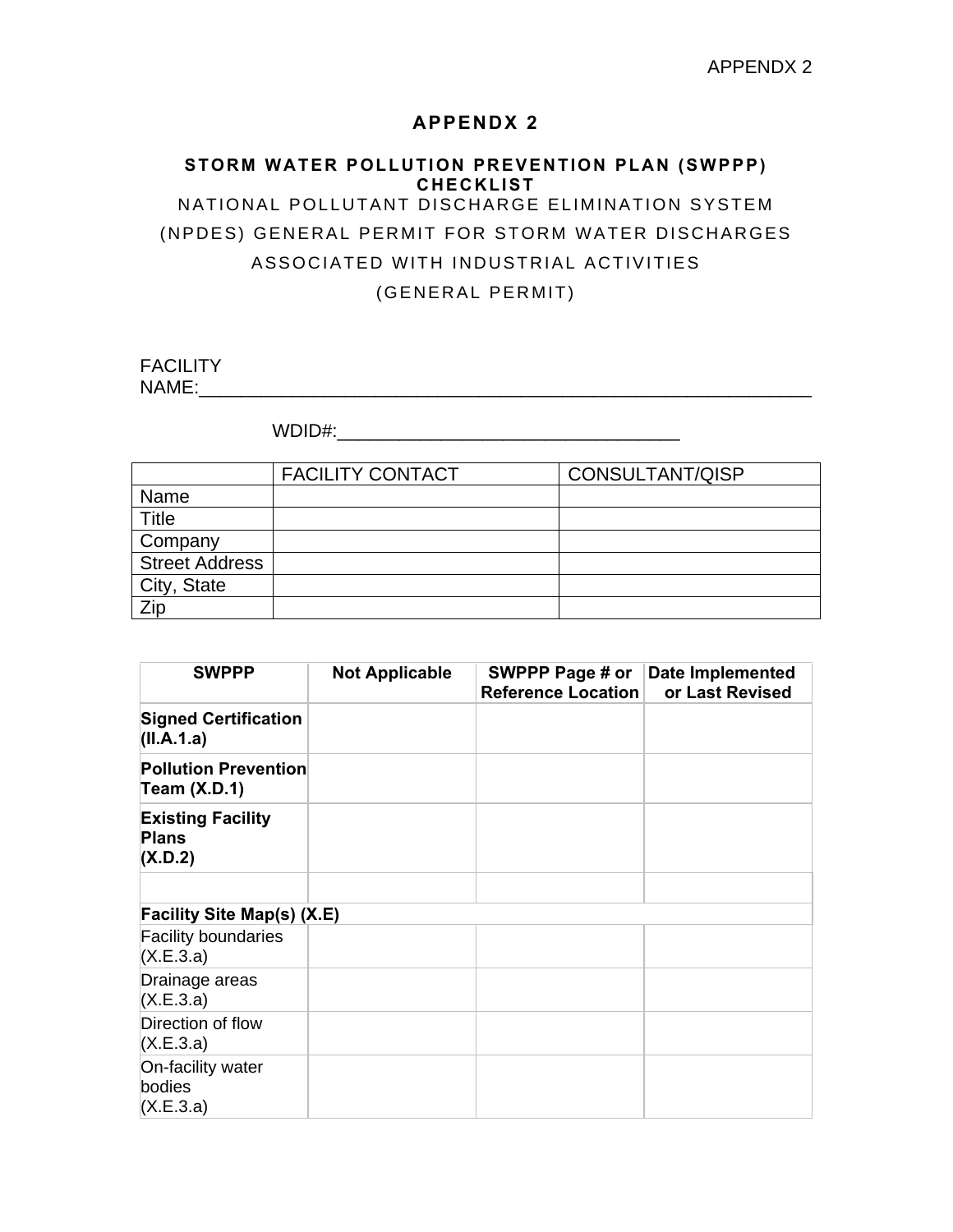# APPENDX 2

## STORM WATER POLLUTION PREVENTION PLAN (SWPPP) CHECKLIST

NATIONAL POLLUTANT DISCHARGE ELIMINATION SYSTEM

(NPDES) GENERAL PERMIT FOR STORM WATER DISCHARGES

ASSOCIATED WITH INDUSTRIAL ACTIVITIES

(GENERAL PERMIT)

FACILITY NAME:_______________________________________________________

WDID#:________________________________

| | FACILITY CONTACT | CONSULTANT/QISP |
|---|---|---|
| Name | | |
| Title | | |
| Company | | |
| Street Address | | |
| City, State | | |
| Zip | | |

| SWPPP | Not Applicable | SWPPP Page # or Reference Location | Date Implemented or Last Revised |
|---|---|---|---|
| **Signed Certification (II.A.1.a)** | | | |
| **Pollution Prevention Team (X.D.1)** | | | |
| **Existing Facility Plans (X.D.2)** | | | |
| | | | |
| **Facility Site Map(s) (X.E)** | | | |
| Facility boundaries (X.E.3.a) | | | |
| Drainage areas (X.E.3.a) | | | |
| Direction of flow (X.E.3.a) | | | |
| On-facility water bodies (X.E.3.a) | | | |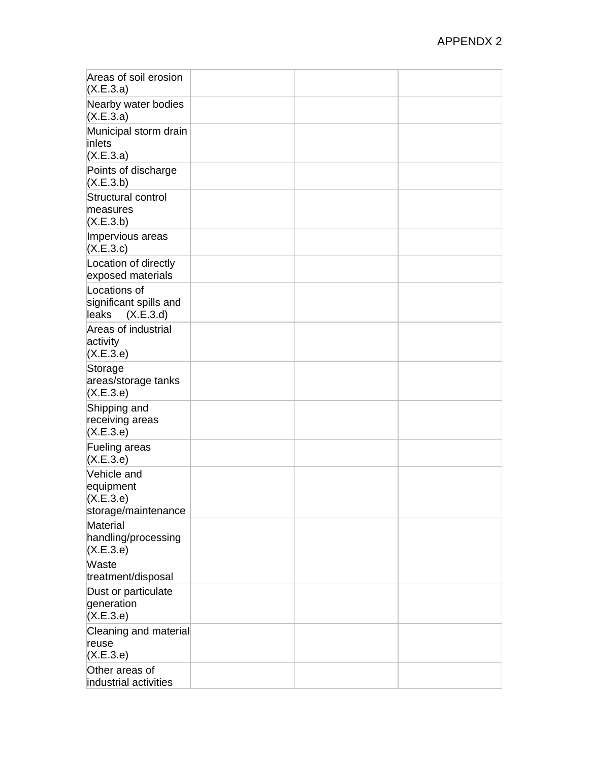| Areas of soil erosion (X.E.3.a) | | | |
|---|---|---|---|
| Nearby water bodies (X.E.3.a) | | | |
| Municipal storm drain inlets (X.E.3.a) | | | |
| Points of discharge (X.E.3.b) | | | |
| Structural control measures (X.E.3.b) | | | |
| Impervious areas (X.E.3.c) | | | |
| Location of directly exposed materials | | | |
| Locations of significant spills and leaks (X.E.3.d) | | | |
| Areas of industrial activity (X.E.3.e) | | | |
| Storage areas/storage tanks (X.E.3.e) | | | |
| Shipping and receiving areas (X.E.3.e) | | | |
| Fueling areas (X.E.3.e) | | | |
| Vehicle and equipment (X.E.3.e) storage/maintenance | | | |
| Material handling/processing (X.E.3.e) | | | |
| Waste treatment/disposal | | | |
| Dust or particulate generation (X.E.3.e) | | | |
| Cleaning and material reuse (X.E.3.e) | | | |
| Other areas of industrial activities | | | |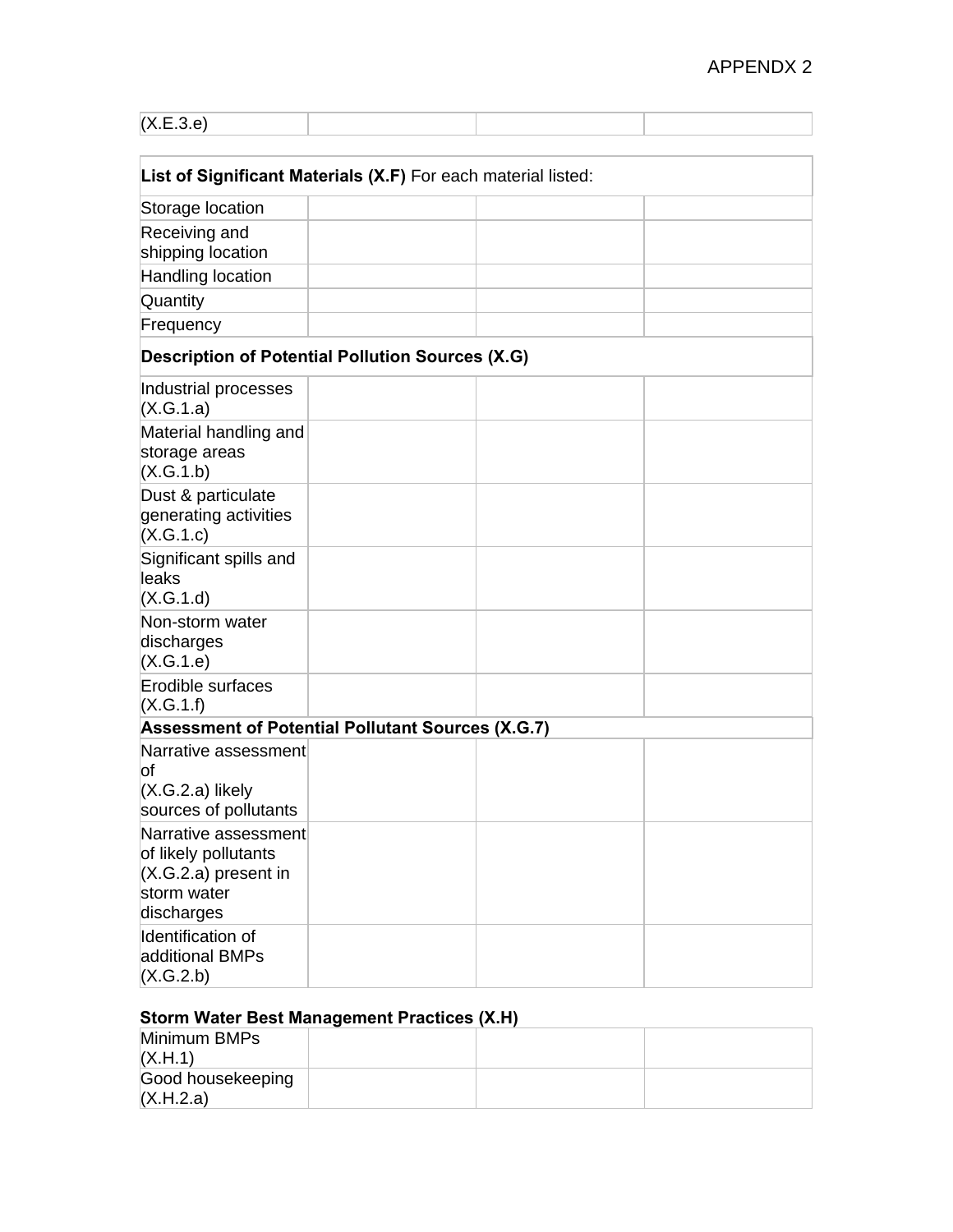| (X.E.3.e) | | | |
|---|---|---|---|

| **List of Significant Materials (X.F)** For each material listed: | | | |
|---|---|---|---|
| Storage location | | | |
| Receiving and shipping location | | | |
| Handling location | | | |
| Quantity | | | |
| Frequency | | | |
| **Description of Potential Pollution Sources (X.G)** | | | |
| Industrial processes (X.G.1.a) | | | |
| Material handling and storage areas (X.G.1.b) | | | |
| Dust & particulate generating activities (X.G.1.c) | | | |
| Significant spills and leaks (X.G.1.d) | | | |
| Non-storm water discharges (X.G.1.e) | | | |
| Erodible surfaces (X.G.1.f) | | | |
| **Assessment of Potential Pollutant Sources (X.G.7)** | | | |
| Narrative assessment of (X.G.2.a) likely sources of pollutants | | | |
| Narrative assessment of likely pollutants (X.G.2.a) present in storm water discharges | | | |
| Identification of additional BMPs (X.G.2.b) | | | |

**Storm Water Best Management Practices (X.H)**

| Minimum BMPs (X.H.1) | | | |
|---|---|---|---|
| Good housekeeping (X.H.2.a) | | | |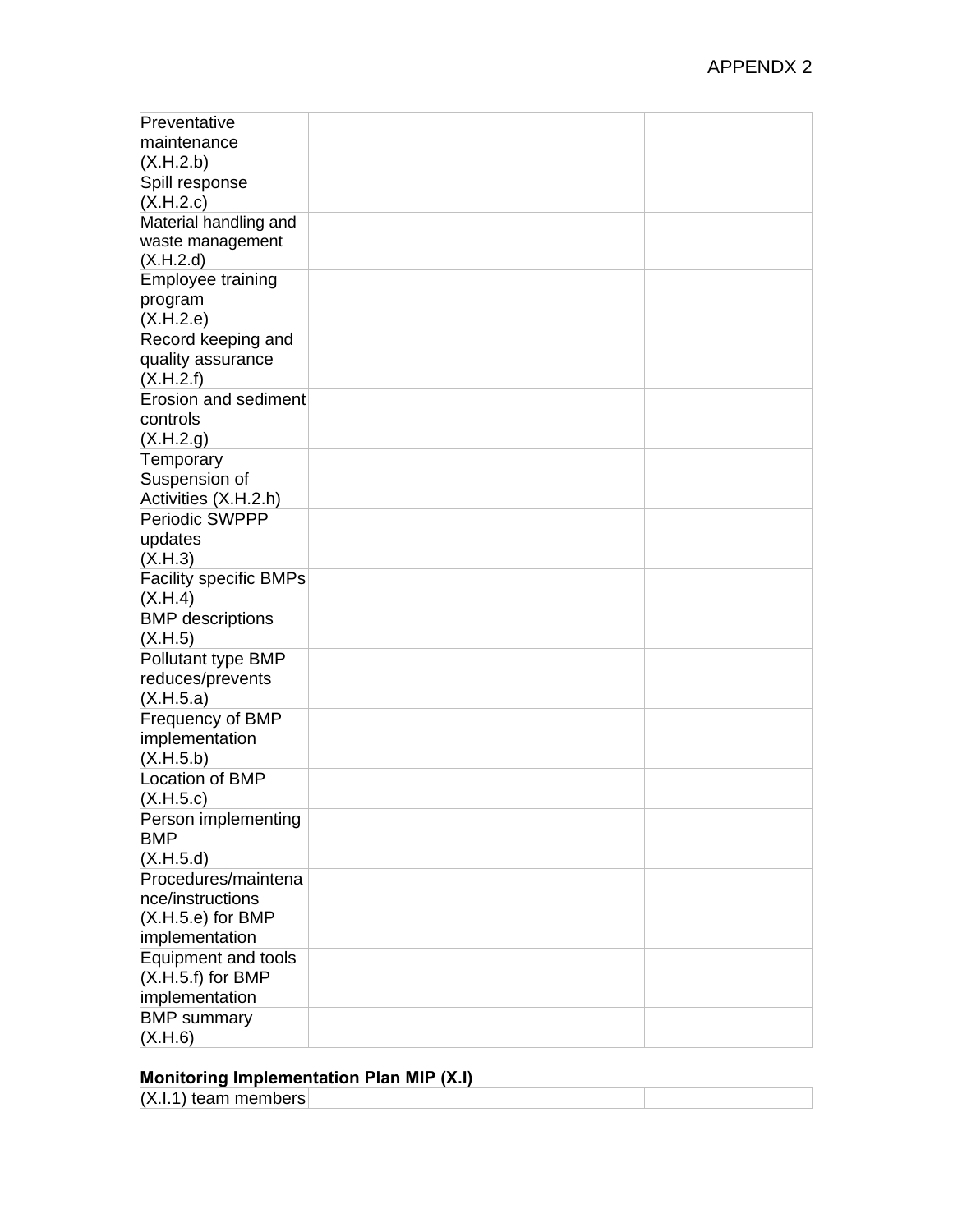| | | | |
|---|---|---|---|
| Preventative maintenance (X.H.2.b) | | | |
| Spill response (X.H.2.c) | | | |
| Material handling and waste management (X.H.2.d) | | | |
| Employee training program (X.H.2.e) | | | |
| Record keeping and quality assurance (X.H.2.f) | | | |
| Erosion and sediment controls (X.H.2.g) | | | |
| Temporary Suspension of Activities (X.H.2.h) | | | |
| Periodic SWPPP updates (X.H.3) | | | |
| Facility specific BMPs (X.H.4) | | | |
| BMP descriptions (X.H.5) | | | |
| Pollutant type BMP reduces/prevents (X.H.5.a) | | | |
| Frequency of BMP implementation (X.H.5.b) | | | |
| Location of BMP (X.H.5.c) | | | |
| Person implementing BMP (X.H.5.d) | | | |
| Procedures/maintenance/instructions (X.H.5.e) for BMP implementation | | | |
| Equipment and tools (X.H.5.f) for BMP implementation | | | |
| BMP summary (X.H.6) | | | |

**Monitoring Implementation Plan MIP (X.I)**

| | | | |
|---|---|---|---|
| (X.I.1) team members | | | |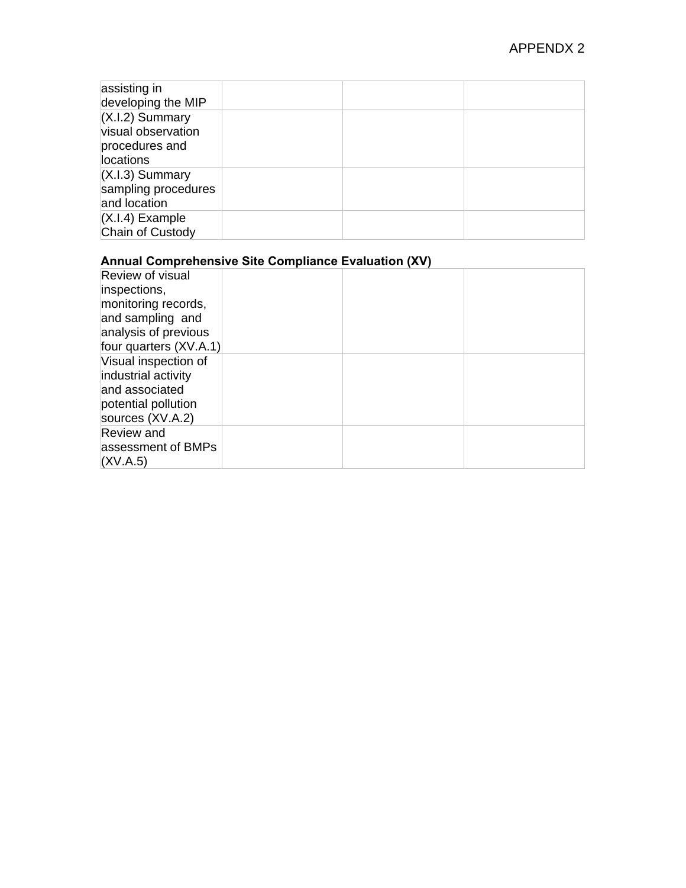| | | | |
|---|---|---|---|
| assisting in developing the MIP | | | |
| (X.I.2) Summary visual observation procedures and locations | | | |
| (X.I.3) Summary sampling procedures and location | | | |
| (X.I.4) Example Chain of Custody | | | |

**Annual Comprehensive Site Compliance Evaluation (XV)**

| | | | |
|---|---|---|---|
| Review of visual inspections, monitoring records, and sampling and analysis of previous four quarters (XV.A.1) | | | |
| Visual inspection of industrial activity and associated potential pollution sources (XV.A.2) | | | |
| Review and assessment of BMPs (XV.A.5) | | | |